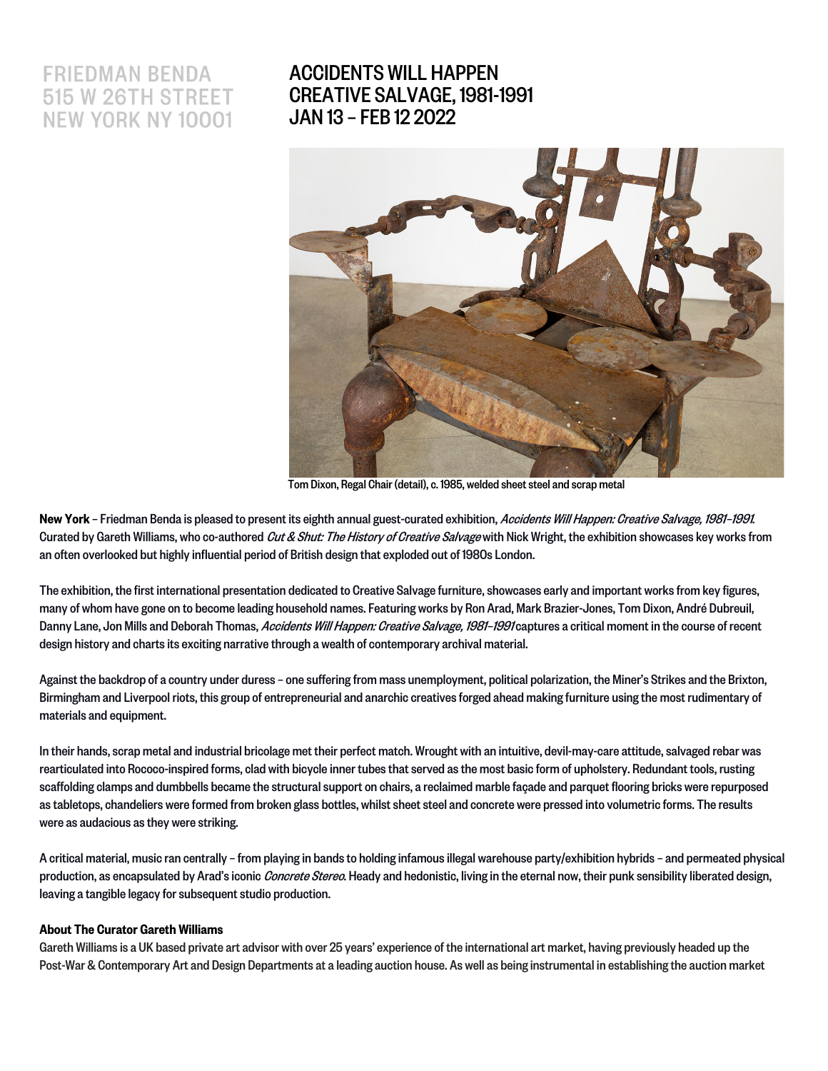FRIEDMAN BENDA
515 W 26TH STREET
NEW YORK NY 10001

# ACCIDENTS WILL HAPPEN CREATIVE SALVAGE, 1981-1991 JAN 13 – FEB 12 2022

Tom Dixon, Regal Chair (detail), c. 1985, welded sheet steel and scrap metal

**New York** – Friedman Benda is pleased to present its eighth annual guest-curated exhibition, *Accidents Will Happen: Creative Salvage, 1981–1991*. Curated by Gareth Williams, who co-authored *Cut & Shut: The History of Creative Salvage* with Nick Wright, the exhibition showcases key works from an often overlooked but highly influential period of British design that exploded out of 1980s London.

The exhibition, the first international presentation dedicated to Creative Salvage furniture, showcases early and important works from key figures, many of whom have gone on to become leading household names. Featuring works by Ron Arad, Mark Brazier-Jones, Tom Dixon, André Dubreuil, Danny Lane, Jon Mills and Deborah Thomas, *Accidents Will Happen: Creative Salvage, 1981–1991* captures a critical moment in the course of recent design history and charts its exciting narrative through a wealth of contemporary archival material.

Against the backdrop of a country under duress – one suffering from mass unemployment, political polarization, the Miner's Strikes and the Brixton, Birmingham and Liverpool riots, this group of entrepreneurial and anarchic creatives forged ahead making furniture using the most rudimentary of materials and equipment.

In their hands, scrap metal and industrial bricolage met their perfect match. Wrought with an intuitive, devil-may-care attitude, salvaged rebar was rearticulated into Rococo-inspired forms, clad with bicycle inner tubes that served as the most basic form of upholstery. Redundant tools, rusting scaffolding clamps and dumbbells became the structural support on chairs, a reclaimed marble façade and parquet flooring bricks were repurposed as tabletops, chandeliers were formed from broken glass bottles, whilst sheet steel and concrete were pressed into volumetric forms. The results were as audacious as they were striking.

A critical material, music ran centrally – from playing in bands to holding infamous illegal warehouse party/exhibition hybrids – and permeated physical production, as encapsulated by Arad's iconic *Concrete Stereo*. Heady and hedonistic, living in the eternal now, their punk sensibility liberated design, leaving a tangible legacy for subsequent studio production.

**About The Curator Gareth Williams**

Gareth Williams is a UK based private art advisor with over 25 years' experience of the international art market, having previously headed up the Post-War & Contemporary Art and Design Departments at a leading auction house. As well as being instrumental in establishing the auction market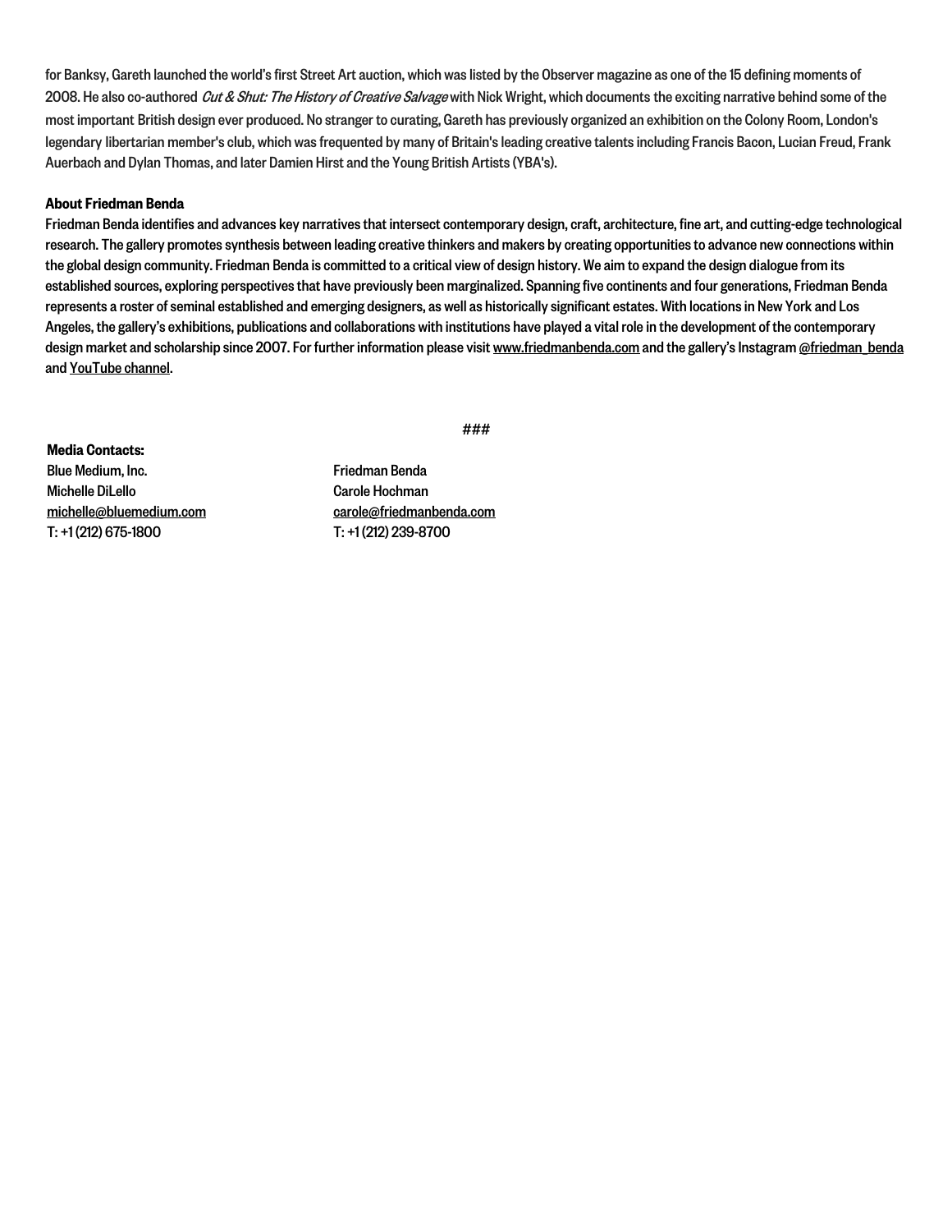for Banksy, Gareth launched the world's first Street Art auction, which was listed by the Observer magazine as one of the 15 defining moments of 2008. He also co-authored *Cut & Shut: The History of Creative Salvage* with Nick Wright, which documents the exciting narrative behind some of the most important British design ever produced. No stranger to curating, Gareth has previously organized an exhibition on the Colony Room, London's legendary libertarian member's club, which was frequented by many of Britain's leading creative talents including Francis Bacon, Lucian Freud, Frank Auerbach and Dylan Thomas, and later Damien Hirst and the Young British Artists (YBA's).

**About Friedman Benda**
Friedman Benda identifies and advances key narratives that intersect contemporary design, craft, architecture, fine art, and cutting-edge technological research. The gallery promotes synthesis between leading creative thinkers and makers by creating opportunities to advance new connections within the global design community. Friedman Benda is committed to a critical view of design history. We aim to expand the design dialogue from its established sources, exploring perspectives that have previously been marginalized. Spanning five continents and four generations, Friedman Benda represents a roster of seminal established and emerging designers, as well as historically significant estates. With locations in New York and Los Angeles, the gallery's exhibitions, publications and collaborations with institutions have played a vital role in the development of the contemporary design market and scholarship since 2007. For further information please visit www.friedmanbenda.com and the gallery's Instagram @friedman_benda and YouTube channel.

###

**Media Contacts:**

Blue Medium, Inc.
Michelle DiLello
michelle@bluemedium.com
T: +1 (212) 675-1800

Friedman Benda
Carole Hochman
carole@friedmanbenda.com
T: +1 (212) 239-8700